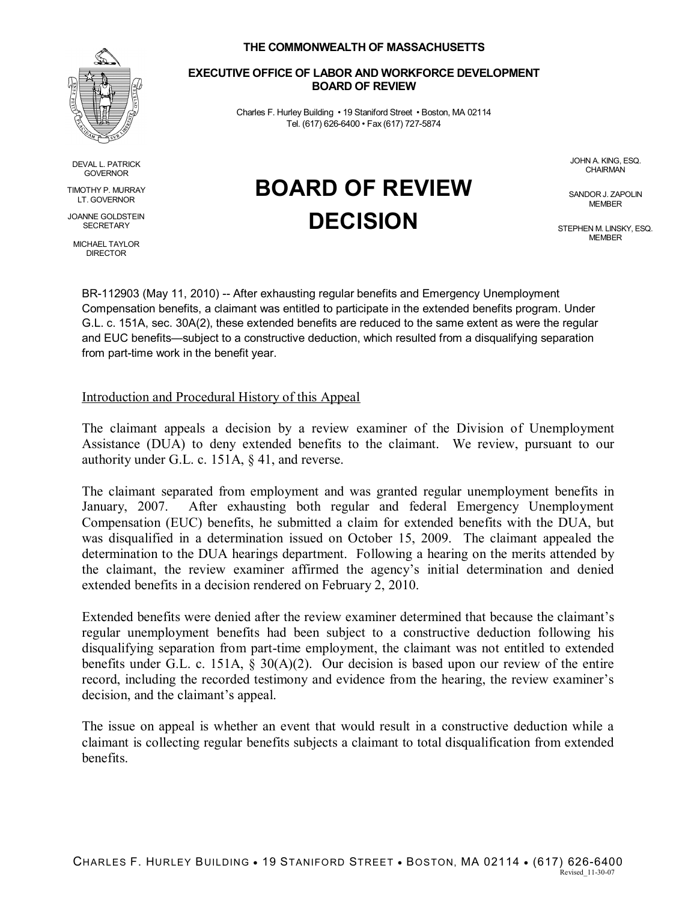**THE COMMONWEALTH OF MASSACHUSETTS**

**EXECUTIVE OFFICE OF LABOR AND WORKFORCE DEVELOPMENT**
**BOARD OF REVIEW**

Charles F. Hurley Building • 19 Staniford Street • Boston, MA 02114
Tel. (617) 626-6400 • Fax (617) 727-5874

DEVAL L. PATRICK
GOVERNOR

TIMOTHY P. MURRAY
LT. GOVERNOR

JOANNE GOLDSTEIN
SECRETARY

MICHAEL TAYLOR
DIRECTOR

JOHN A. KING, ESQ.
CHAIRMAN

SANDOR J. ZAPOLIN
MEMBER

STEPHEN M. LINSKY, ESQ.
MEMBER

# BOARD OF REVIEW DECISION

BR-112903 (May 11, 2010) -- After exhausting regular benefits and Emergency Unemployment Compensation benefits, a claimant was entitled to participate in the extended benefits program. Under G.L. c. 151A, sec. 30A(2), these extended benefits are reduced to the same extent as were the regular and EUC benefits—subject to a constructive deduction, which resulted from a disqualifying separation from part-time work in the benefit year.

## Introduction and Procedural History of this Appeal

The claimant appeals a decision by a review examiner of the Division of Unemployment Assistance (DUA) to deny extended benefits to the claimant. We review, pursuant to our authority under G.L. c. 151A, § 41, and reverse.

The claimant separated from employment and was granted regular unemployment benefits in January, 2007. After exhausting both regular and federal Emergency Unemployment Compensation (EUC) benefits, he submitted a claim for extended benefits with the DUA, but was disqualified in a determination issued on October 15, 2009. The claimant appealed the determination to the DUA hearings department. Following a hearing on the merits attended by the claimant, the review examiner affirmed the agency's initial determination and denied extended benefits in a decision rendered on February 2, 2010.

Extended benefits were denied after the review examiner determined that because the claimant's regular unemployment benefits had been subject to a constructive deduction following his disqualifying separation from part-time employment, the claimant was not entitled to extended benefits under G.L. c. 151A, § 30(A)(2). Our decision is based upon our review of the entire record, including the recorded testimony and evidence from the hearing, the review examiner's decision, and the claimant's appeal.

The issue on appeal is whether an event that would result in a constructive deduction while a claimant is collecting regular benefits subjects a claimant to total disqualification from extended benefits.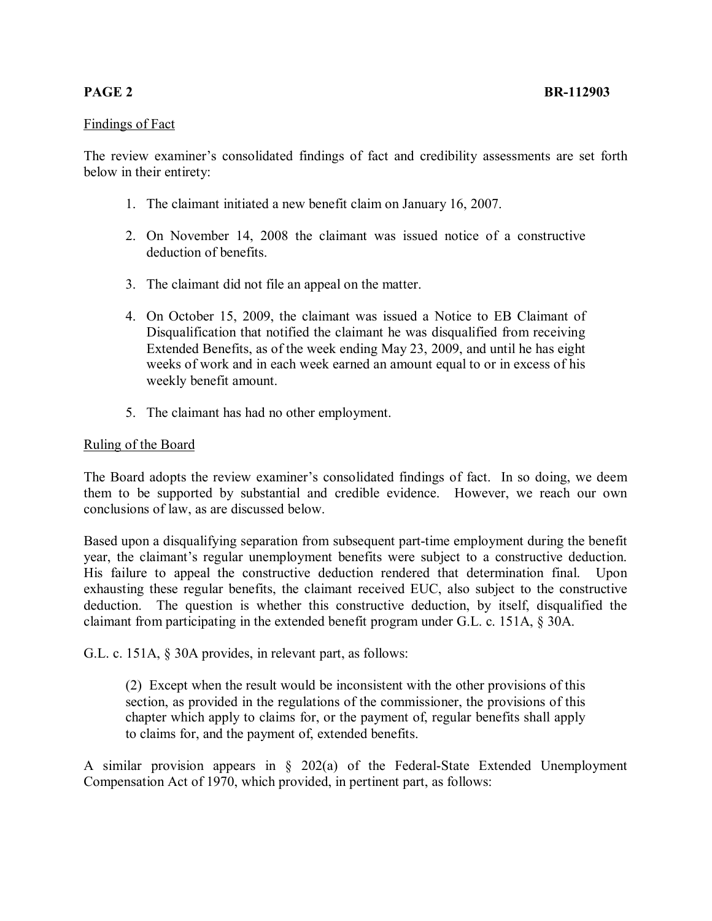Findings of Fact

The review examiner's consolidated findings of fact and credibility assessments are set forth below in their entirety:

1. The claimant initiated a new benefit claim on January 16, 2007.

2. On November 14, 2008 the claimant was issued notice of a constructive deduction of benefits.

3. The claimant did not file an appeal on the matter.

4. On October 15, 2009, the claimant was issued a Notice to EB Claimant of Disqualification that notified the claimant he was disqualified from receiving Extended Benefits, as of the week ending May 23, 2009, and until he has eight weeks of work and in each week earned an amount equal to or in excess of his weekly benefit amount.

5. The claimant has had no other employment.

Ruling of the Board

The Board adopts the review examiner's consolidated findings of fact. In so doing, we deem them to be supported by substantial and credible evidence. However, we reach our own conclusions of law, as are discussed below.

Based upon a disqualifying separation from subsequent part-time employment during the benefit year, the claimant's regular unemployment benefits were subject to a constructive deduction. His failure to appeal the constructive deduction rendered that determination final. Upon exhausting these regular benefits, the claimant received EUC, also subject to the constructive deduction. The question is whether this constructive deduction, by itself, disqualified the claimant from participating in the extended benefit program under G.L. c. 151A, § 30A.

G.L. c. 151A, § 30A provides, in relevant part, as follows:

> (2) Except when the result would be inconsistent with the other provisions of this section, as provided in the regulations of the commissioner, the provisions of this chapter which apply to claims for, or the payment of, regular benefits shall apply to claims for, and the payment of, extended benefits.

A similar provision appears in § 202(a) of the Federal-State Extended Unemployment Compensation Act of 1970, which provided, in pertinent part, as follows: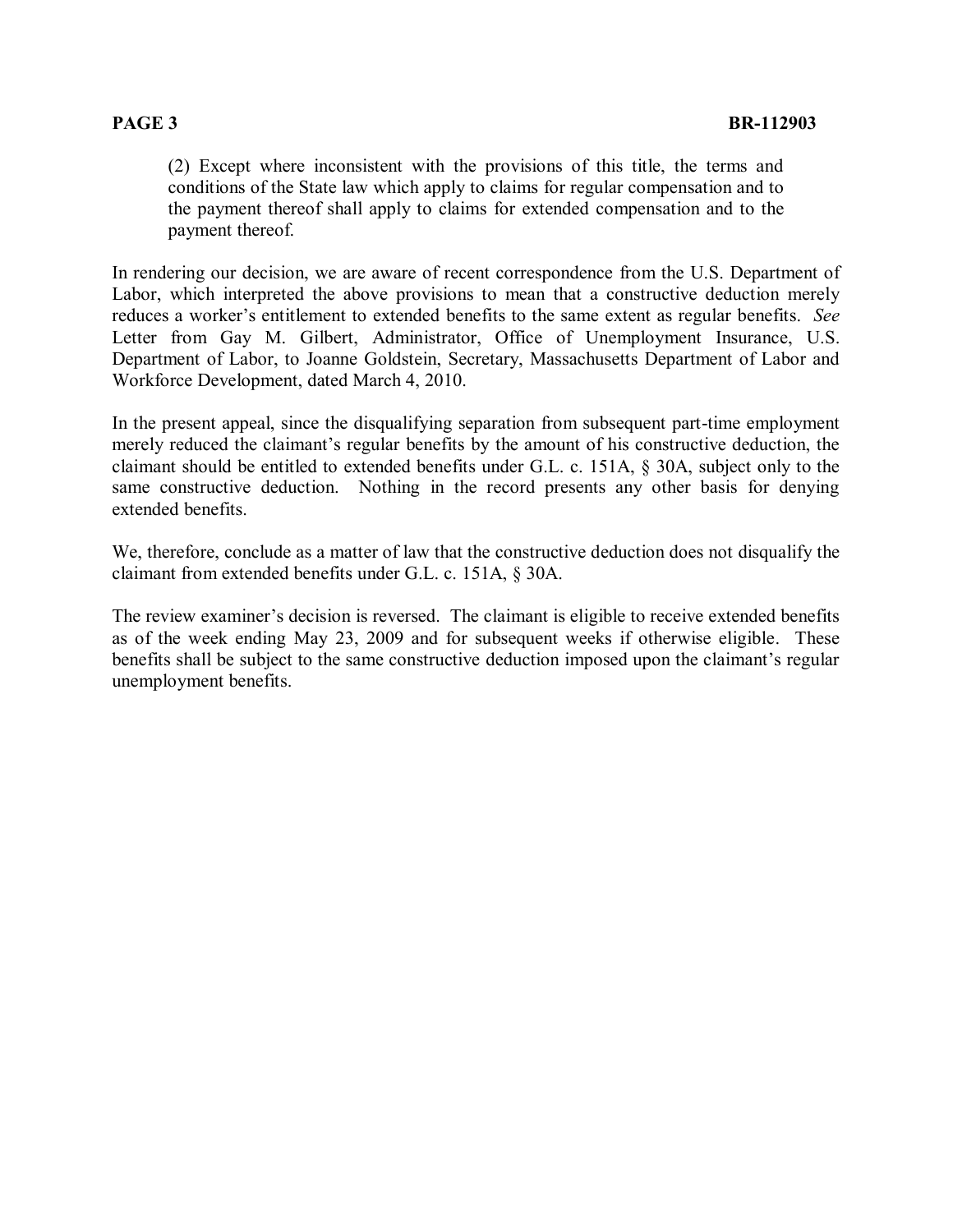(2) Except where inconsistent with the provisions of this title, the terms and conditions of the State law which apply to claims for regular compensation and to the payment thereof shall apply to claims for extended compensation and to the payment thereof.

In rendering our decision, we are aware of recent correspondence from the U.S. Department of Labor, which interpreted the above provisions to mean that a constructive deduction merely reduces a worker's entitlement to extended benefits to the same extent as regular benefits. *See* Letter from Gay M. Gilbert, Administrator, Office of Unemployment Insurance, U.S. Department of Labor, to Joanne Goldstein, Secretary, Massachusetts Department of Labor and Workforce Development, dated March 4, 2010.

In the present appeal, since the disqualifying separation from subsequent part-time employment merely reduced the claimant's regular benefits by the amount of his constructive deduction, the claimant should be entitled to extended benefits under G.L. c. 151A, § 30A, subject only to the same constructive deduction. Nothing in the record presents any other basis for denying extended benefits.

We, therefore, conclude as a matter of law that the constructive deduction does not disqualify the claimant from extended benefits under G.L. c. 151A, § 30A.

The review examiner's decision is reversed. The claimant is eligible to receive extended benefits as of the week ending May 23, 2009 and for subsequent weeks if otherwise eligible. These benefits shall be subject to the same constructive deduction imposed upon the claimant's regular unemployment benefits.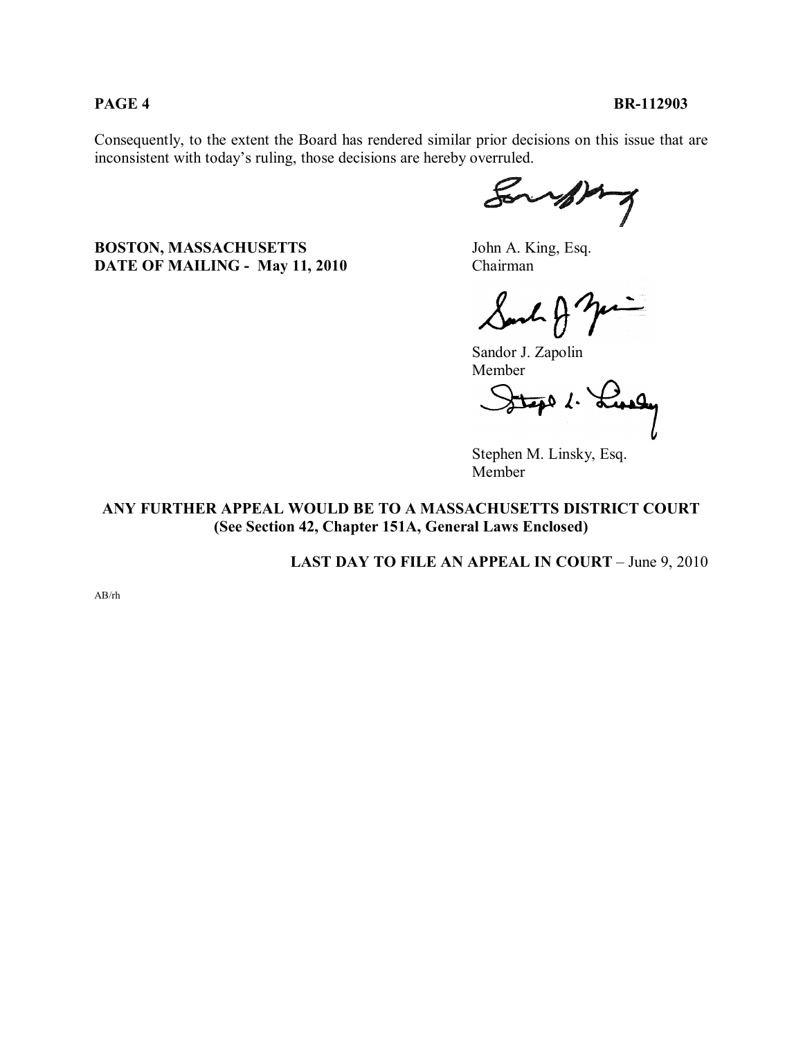Consequently, to the extent the Board has rendered similar prior decisions on this issue that are inconsistent with today's ruling, those decisions are hereby overruled.

**BOSTON, MASSACHUSETTS**
**DATE OF MAILING - May 11, 2010**

John A. King, Esq.
Chairman

Sandor J. Zapolin
Member

Stephen M. Linsky, Esq.
Member

**ANY FURTHER APPEAL WOULD BE TO A MASSACHUSETTS DISTRICT COURT**
**(See Section 42, Chapter 151A, General Laws Enclosed)**

**LAST DAY TO FILE AN APPEAL IN COURT** – June 9, 2010

AB/rh